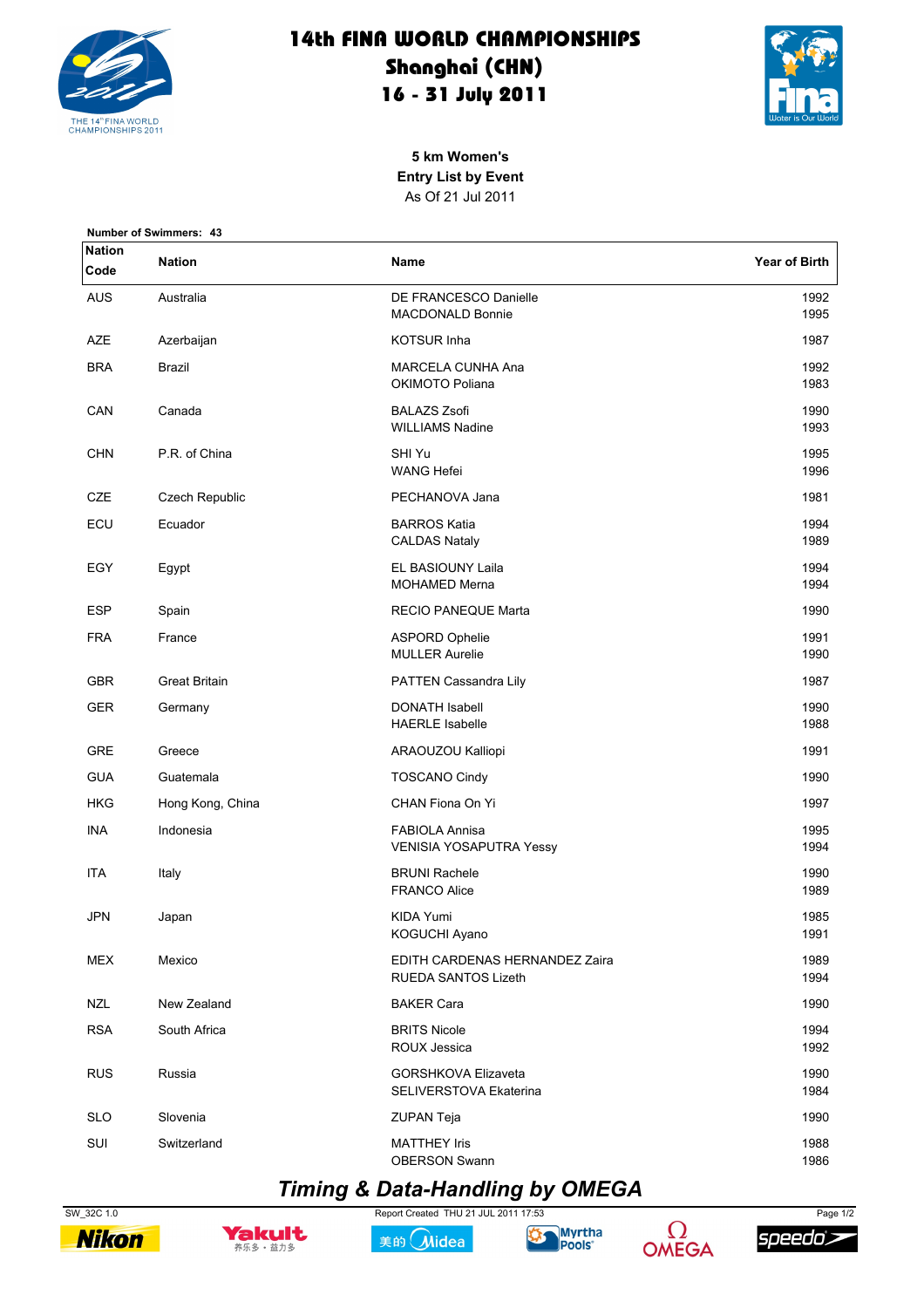# 14th FINA WORLD CHAMPIONSHIPS
## Shanghai (CHN)
## 16 - 31 July 2011

### 5 km Women's
### Entry List by Event
As Of 21 Jul 2011

**Number of Swimmers: 43**

| Nation Code | Nation | Name | Year of Birth |
|---|---|---|---|
| AUS | Australia | DE FRANCESCO Danielle | 1992 |
| | | MACDONALD Bonnie | 1995 |
| AZE | Azerbaijan | KOTSUR Inha | 1987 |
| BRA | Brazil | MARCELA CUNHA Ana | 1992 |
| | | OKIMOTO Poliana | 1983 |
| CAN | Canada | BALAZS Zsofi | 1990 |
| | | WILLIAMS Nadine | 1993 |
| CHN | P.R. of China | SHI Yu | 1995 |
| | | WANG Hefei | 1996 |
| CZE | Czech Republic | PECHANOVA Jana | 1981 |
| ECU | Ecuador | BARROS Katia | 1994 |
| | | CALDAS Nataly | 1989 |
| EGY | Egypt | EL BASIOUNY Laila | 1994 |
| | | MOHAMED Merna | 1994 |
| ESP | Spain | RECIO PANEQUE Marta | 1990 |
| FRA | France | ASPORD Ophelie | 1991 |
| | | MULLER Aurelie | 1990 |
| GBR | Great Britain | PATTEN Cassandra Lily | 1987 |
| GER | Germany | DONATH Isabell | 1990 |
| | | HAERLE Isabelle | 1988 |
| GRE | Greece | ARAOUZOU Kalliopi | 1991 |
| GUA | Guatemala | TOSCANO Cindy | 1990 |
| HKG | Hong Kong, China | CHAN Fiona On Yi | 1997 |
| INA | Indonesia | FABIOLA Annisa | 1995 |
| | | VENISIA YOSAPUTRA Yessy | 1994 |
| ITA | Italy | BRUNI Rachele | 1990 |
| | | FRANCO Alice | 1989 |
| JPN | Japan | KIDA Yumi | 1985 |
| | | KOGUCHI Ayano | 1991 |
| MEX | Mexico | EDITH CARDENAS HERNANDEZ Zaira | 1989 |
| | | RUEDA SANTOS Lizeth | 1994 |
| NZL | New Zealand | BAKER Cara | 1990 |
| RSA | South Africa | BRITS Nicole | 1994 |
| | | ROUX Jessica | 1992 |
| RUS | Russia | GORSHKOVA Elizaveta | 1990 |
| | | SELIVERSTOVA Ekaterina | 1984 |
| SLO | Slovenia | ZUPAN Teja | 1990 |
| SUI | Switzerland | MATTHEY Iris | 1988 |
| | | OBERSON Swann | 1986 |

*Timing & Data-Handling by OMEGA*

SW_32C 1.0 — Report Created THU 21 JUL 2011 17:53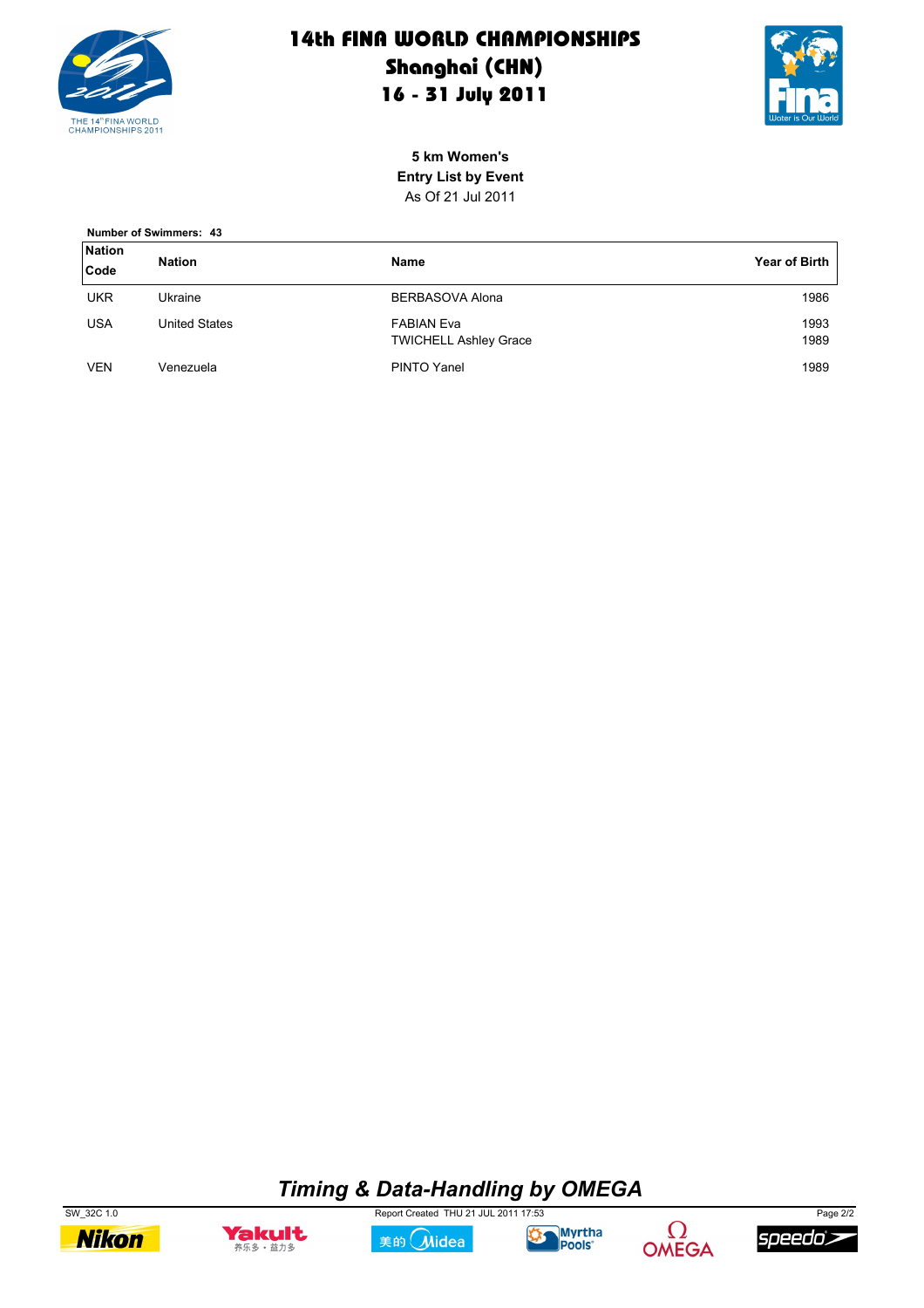# 14th FINA WORLD CHAMPIONSHIPS
## Shanghai (CHN)
## 16 - 31 July 2011

**5 km Women's**
**Entry List by Event**
As Of 21 Jul 2011

**Number of Swimmers: 43**

| Nation Code | Nation | Name | Year of Birth |
|---|---|---|---|
| UKR | Ukraine | BERBASOVA Alona | 1986 |
| USA | United States | FABIAN Eva | 1993 |
| | | TWICHELL Ashley Grace | 1989 |
| VEN | Venezuela | PINTO Yanel | 1989 |

*Timing & Data-Handling by OMEGA*

SW_32C 1.0 Report Created THU 21 JUL 2011 17:53